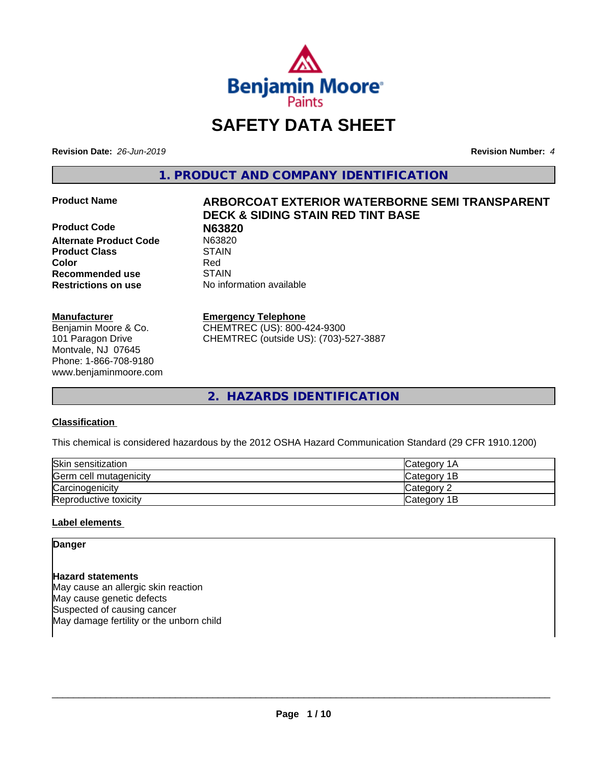# SAFETY DATA SHEET

**Revision Date:** *26-Jun-2019*

**Revision Number:** *4*

## 1. PRODUCT AND COMPANY IDENTIFICATION

**Product Name** — **ARBORCOAT EXTERIOR WATERBORNE SEMI TRANSPARENT DECK & SIDING STAIN RED TINT BASE**

**Product Code** — **N63820**

**Alternate Product Code** — N63820

**Product Class** — STAIN

**Color** — Red

**Recommended use** — STAIN

**Restrictions on use** — No information available

**Manufacturer**

Benjamin Moore & Co.
101 Paragon Drive
Montvale, NJ 07645
Phone: 1-866-708-9180
www.benjaminmoore.com

**Emergency Telephone**

CHEMTREC (US): 800-424-9300
CHEMTREC (outside US): (703)-527-3887

## 2. HAZARDS IDENTIFICATION

### Classification

This chemical is considered hazardous by the 2012 OSHA Hazard Communication Standard (29 CFR 1910.1200)

| | |
|---|---|
| Skin sensitization | Category 1A |
| Germ cell mutagenicity | Category 1B |
| Carcinogenicity | Category 2 |
| Reproductive toxicity | Category 1B |

### Label elements

**Danger**

**Hazard statements**

May cause an allergic skin reaction
May cause genetic defects
Suspected of causing cancer
May damage fertility or the unborn child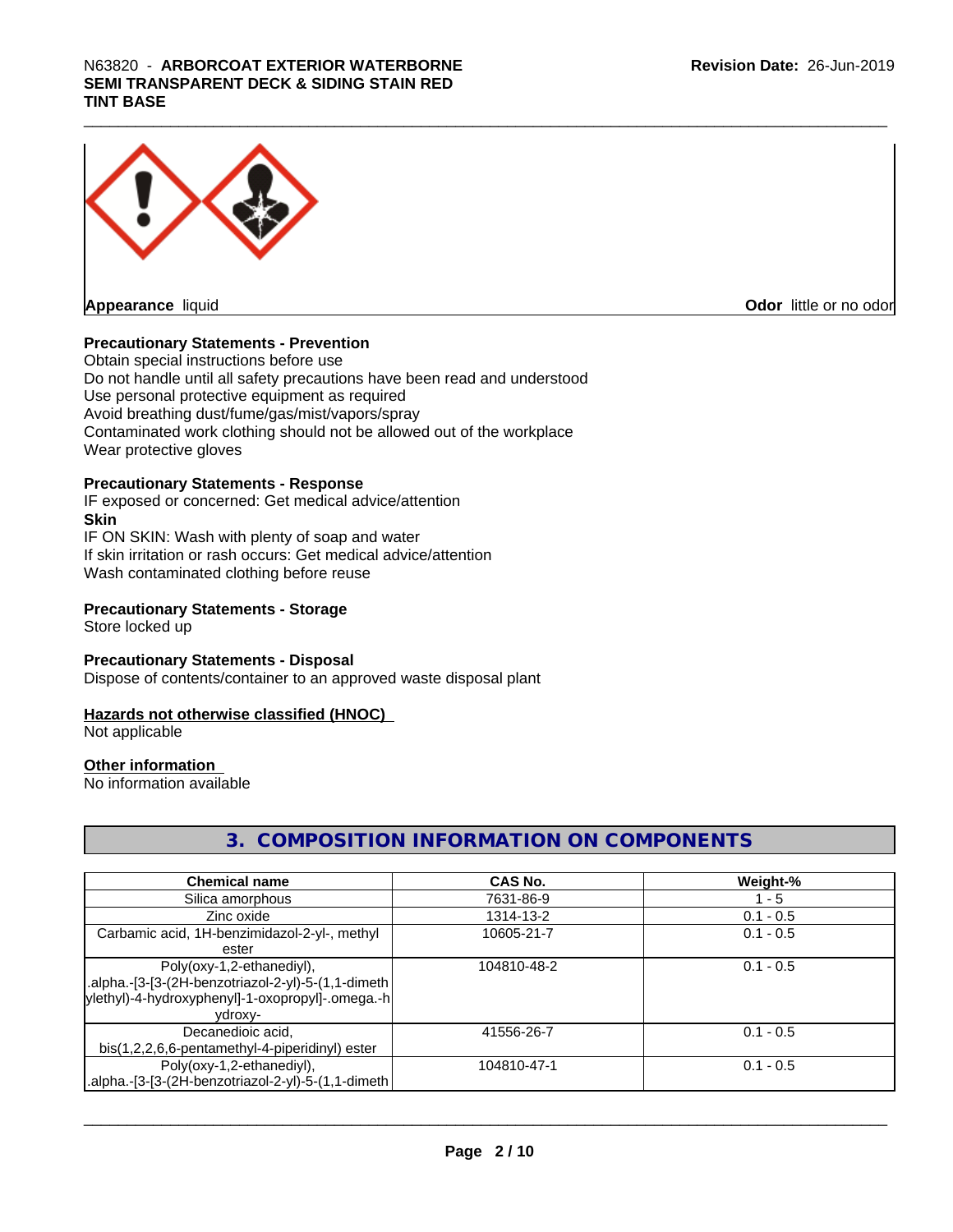**Appearance** liquid

**Odor** little or no odor

**Precautionary Statements - Prevention**

Obtain special instructions before use
Do not handle until all safety precautions have been read and understood
Use personal protective equipment as required
Avoid breathing dust/fume/gas/mist/vapors/spray
Contaminated work clothing should not be allowed out of the workplace
Wear protective gloves

**Precautionary Statements - Response**

IF exposed or concerned: Get medical advice/attention

**Skin**

IF ON SKIN: Wash with plenty of soap and water
If skin irritation or rash occurs: Get medical advice/attention
Wash contaminated clothing before reuse

**Precautionary Statements - Storage**

Store locked up

**Precautionary Statements - Disposal**

Dispose of contents/container to an approved waste disposal plant

**Hazards not otherwise classified (HNOC)**

Not applicable

**Other information**

No information available

## 3. COMPOSITION INFORMATION ON COMPONENTS

| Chemical name | CAS No. | Weight-% |
| --- | --- | --- |
| Silica amorphous | 7631-86-9 | 1 - 5 |
| Zinc oxide | 1314-13-2 | 0.1 - 0.5 |
| Carbamic acid, 1H-benzimidazol-2-yl-, methyl ester | 10605-21-7 | 0.1 - 0.5 |
| Poly(oxy-1,2-ethanediyl), .alpha.-[3-[3-(2H-benzotriazol-2-yl)-5-(1,1-dimethylethyl)-4-hydroxyphenyl]-1-oxopropyl]-.omega.-hydroxy- | 104810-48-2 | 0.1 - 0.5 |
| Decanedioic acid, bis(1,2,2,6,6-pentamethyl-4-piperidinyl) ester | 41556-26-7 | 0.1 - 0.5 |
| Poly(oxy-1,2-ethanediyl), .alpha.-[3-[3-(2H-benzotriazol-2-yl)-5-(1,1-dimeth | 104810-47-1 | 0.1 - 0.5 |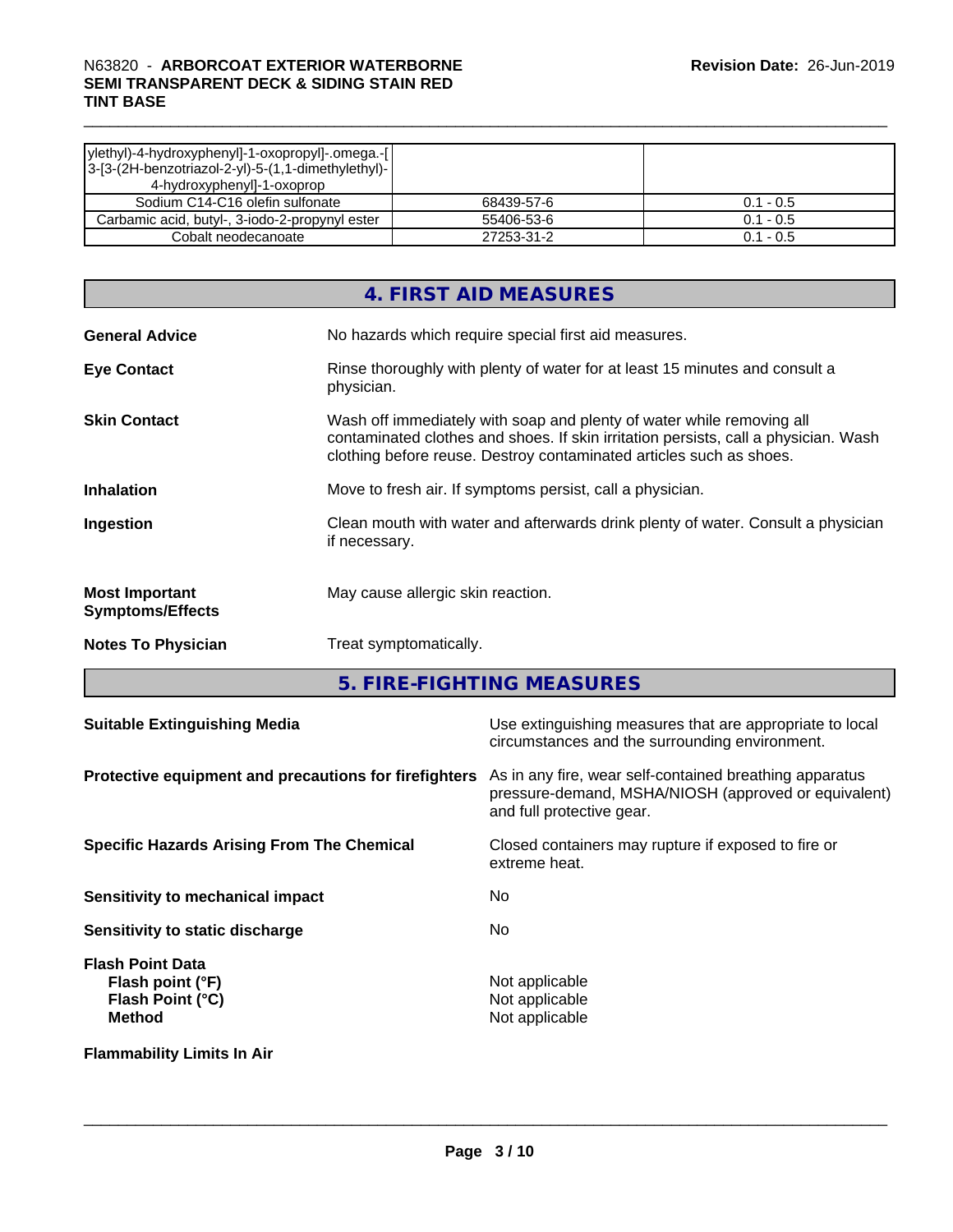| | | |
|---|---|---|
| ylethyl)-4-hydroxyphenyl]-1-oxopropyl]-.omega.-[3-[3-(2H-benzotriazol-2-yl)-5-(1,1-dimethylethyl)-4-hydroxyphenyl]-1-oxoprop | | |
| Sodium C14-C16 olefin sulfonate | 68439-57-6 | 0.1 - 0.5 |
| Carbamic acid, butyl-, 3-iodo-2-propynyl ester | 55406-53-6 | 0.1 - 0.5 |
| Cobalt neodecanoate | 27253-31-2 | 0.1 - 0.5 |

## 4. FIRST AID MEASURES

**General Advice** No hazards which require special first aid measures.

**Eye Contact** Rinse thoroughly with plenty of water for at least 15 minutes and consult a physician.

**Skin Contact** Wash off immediately with soap and plenty of water while removing all contaminated clothes and shoes. If skin irritation persists, call a physician. Wash clothing before reuse. Destroy contaminated articles such as shoes.

**Inhalation** Move to fresh air. If symptoms persist, call a physician.

**Ingestion** Clean mouth with water and afterwards drink plenty of water. Consult a physician if necessary.

**Most Important Symptoms/Effects** May cause allergic skin reaction.

**Notes To Physician** Treat symptomatically.

## 5. FIRE-FIGHTING MEASURES

**Suitable Extinguishing Media** Use extinguishing measures that are appropriate to local circumstances and the surrounding environment.

**Protective equipment and precautions for firefighters** As in any fire, wear self-contained breathing apparatus pressure-demand, MSHA/NIOSH (approved or equivalent) and full protective gear.

**Specific Hazards Arising From The Chemical** Closed containers may rupture if exposed to fire or extreme heat.

**Sensitivity to mechanical impact** No

**Sensitivity to static discharge** No

**Flash Point Data**
**Flash point (°F)** Not applicable
**Flash Point (°C)** Not applicable
**Method** Not applicable

**Flammability Limits In Air**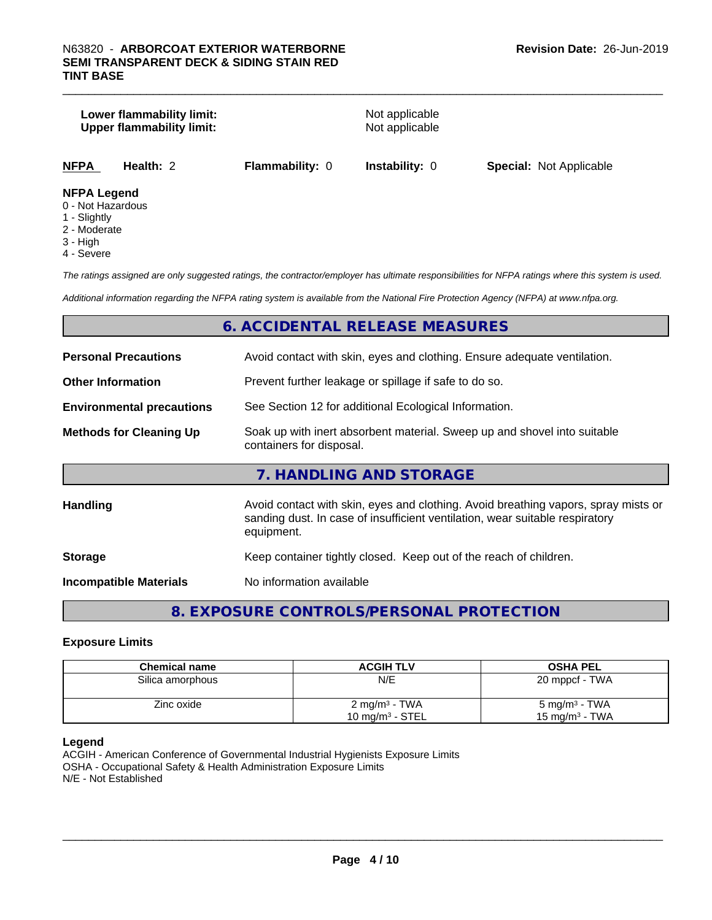| | |
|---|---|
| **Lower flammability limit:** | Not applicable |
| **Upper flammability limit:** | Not applicable |

| **NFPA** | **Health:** 2 | **Flammability:** 0 | **Instability:** 0 | **Special:** Not Applicable |
|---|---|---|---|---|

**NFPA Legend**
0 - Not Hazardous
1 - Slightly
2 - Moderate
3 - High
4 - Severe

*The ratings assigned are only suggested ratings, the contractor/employer has ultimate responsibilities for NFPA ratings where this system is used.*

*Additional information regarding the NFPA rating system is available from the National Fire Protection Agency (NFPA) at www.nfpa.org.*

## 6. ACCIDENTAL RELEASE MEASURES

| | |
|---|---|
| **Personal Precautions** | Avoid contact with skin, eyes and clothing. Ensure adequate ventilation. |
| **Other Information** | Prevent further leakage or spillage if safe to do so. |
| **Environmental precautions** | See Section 12 for additional Ecological Information. |
| **Methods for Cleaning Up** | Soak up with inert absorbent material. Sweep up and shovel into suitable containers for disposal. |

## 7. HANDLING AND STORAGE

| | |
|---|---|
| **Handling** | Avoid contact with skin, eyes and clothing. Avoid breathing vapors, spray mists or sanding dust. In case of insufficient ventilation, wear suitable respiratory equipment. |
| **Storage** | Keep container tightly closed. Keep out of the reach of children. |
| **Incompatible Materials** | No information available |

## 8. EXPOSURE CONTROLS/PERSONAL PROTECTION

### Exposure Limits

| Chemical name | ACGIH TLV | OSHA PEL |
|---|---|---|
| Silica amorphous | N/E | 20 mppcf - TWA |
| Zinc oxide | 2 mg/m³ - TWA<br>10 mg/m³ - STEL | 5 mg/m³ - TWA<br>15 mg/m³ - TWA |

**Legend**
ACGIH - American Conference of Governmental Industrial Hygienists Exposure Limits
OSHA - Occupational Safety & Health Administration Exposure Limits
N/E - Not Established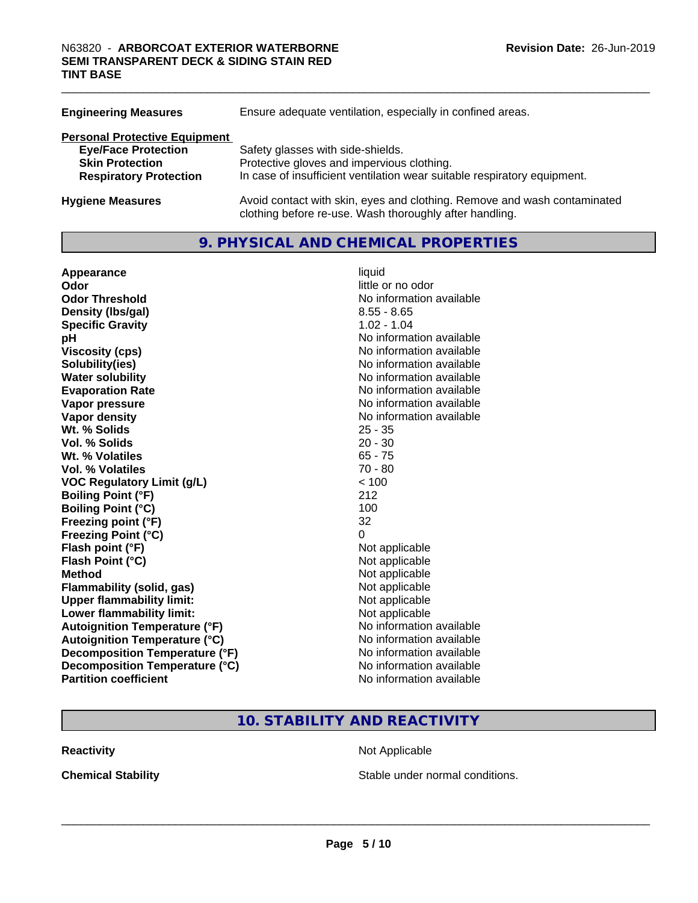| | |
|---|---|
| **Engineering Measures** | Ensure adequate ventilation, especially in confined areas. |
| **Personal Protective Equipment** | |
| **Eye/Face Protection** | Safety glasses with side-shields. |
| **Skin Protection** | Protective gloves and impervious clothing. |
| **Respiratory Protection** | In case of insufficient ventilation wear suitable respiratory equipment. |
| **Hygiene Measures** | Avoid contact with skin, eyes and clothing. Remove and wash contaminated clothing before re-use. Wash thoroughly after handling. |

## 9. PHYSICAL AND CHEMICAL PROPERTIES

| | |
|---|---|
| **Appearance** | liquid |
| **Odor** | little or no odor |
| **Odor Threshold** | No information available |
| **Density (lbs/gal)** | 8.55 - 8.65 |
| **Specific Gravity** | 1.02 - 1.04 |
| **pH** | No information available |
| **Viscosity (cps)** | No information available |
| **Solubility(ies)** | No information available |
| **Water solubility** | No information available |
| **Evaporation Rate** | No information available |
| **Vapor pressure** | No information available |
| **Vapor density** | No information available |
| **Wt. % Solids** | 25 - 35 |
| **Vol. % Solids** | 20 - 30 |
| **Wt. % Volatiles** | 65 - 75 |
| **Vol. % Volatiles** | 70 - 80 |
| **VOC Regulatory Limit (g/L)** | < 100 |
| **Boiling Point (°F)** | 212 |
| **Boiling Point (°C)** | 100 |
| **Freezing point (°F)** | 32 |
| **Freezing Point (°C)** | 0 |
| **Flash point (°F)** | Not applicable |
| **Flash Point (°C)** | Not applicable |
| **Method** | Not applicable |
| **Flammability (solid, gas)** | Not applicable |
| **Upper flammability limit:** | Not applicable |
| **Lower flammability limit:** | Not applicable |
| **Autoignition Temperature (°F)** | No information available |
| **Autoignition Temperature (°C)** | No information available |
| **Decomposition Temperature (°F)** | No information available |
| **Decomposition Temperature (°C)** | No information available |
| **Partition coefficient** | No information available |

## 10. STABILITY AND REACTIVITY

| | |
|---|---|
| **Reactivity** | Not Applicable |
| **Chemical Stability** | Stable under normal conditions. |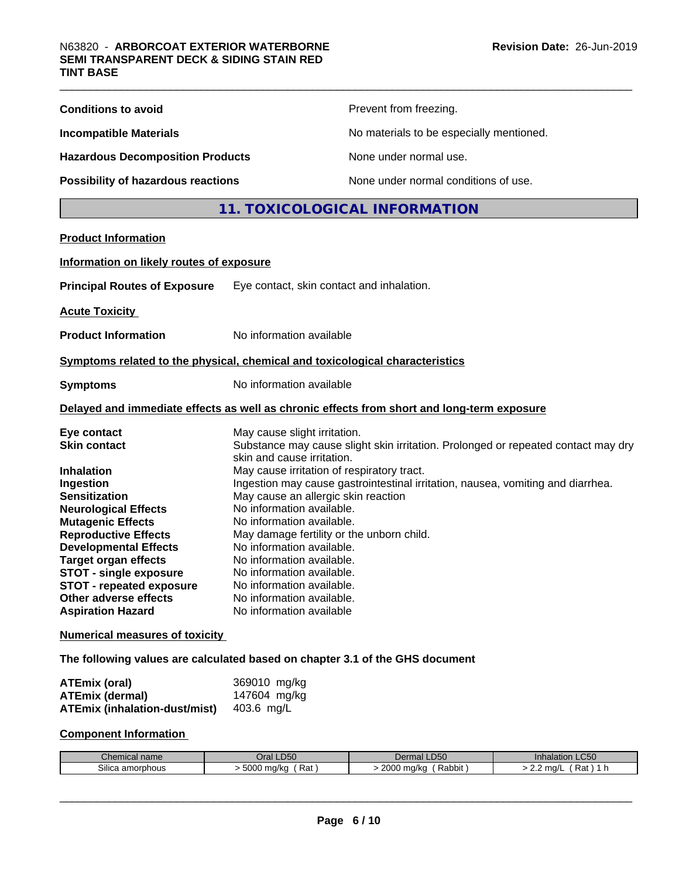**Conditions to avoid** Prevent from freezing.

**Incompatible Materials** No materials to be especially mentioned.

**Hazardous Decomposition Products** None under normal use.

**Possibility of hazardous reactions** None under normal conditions of use.

## 11. TOXICOLOGICAL INFORMATION

**Product Information**

**Information on likely routes of exposure**

**Principal Routes of Exposure** Eye contact, skin contact and inhalation.

**Acute Toxicity**

**Product Information** No information available

**Symptoms related to the physical, chemical and toxicological characteristics**

**Symptoms** No information available

**Delayed and immediate effects as well as chronic effects from short and long-term exposure**

**Eye contact** May cause slight irritation.
**Skin contact** Substance may cause slight skin irritation. Prolonged or repeated contact may dry skin and cause irritation.
**Inhalation** May cause irritation of respiratory tract.
**Ingestion** Ingestion may cause gastrointestinal irritation, nausea, vomiting and diarrhea.
**Sensitization** May cause an allergic skin reaction
**Neurological Effects** No information available.
**Mutagenic Effects** No information available.
**Reproductive Effects** May damage fertility or the unborn child.
**Developmental Effects** No information available.
**Target organ effects** No information available.
**STOT - single exposure** No information available.
**STOT - repeated exposure** No information available.
**Other adverse effects** No information available.
**Aspiration Hazard** No information available

**Numerical measures of toxicity**

**The following values are calculated based on chapter 3.1 of the GHS document**

**ATEmix (oral)** 369010 mg/kg
**ATEmix (dermal)** 147604 mg/kg
**ATEmix (inhalation-dust/mist)** 403.6 mg/L

**Component Information**

| Chemical name | Oral LD50 | Dermal LD50 | Inhalation LC50 |
| --- | --- | --- | --- |
| Silica amorphous | > 5000 mg/kg ( Rat ) | > 2000 mg/kg ( Rabbit ) | > 2.2 mg/L ( Rat ) 1 h |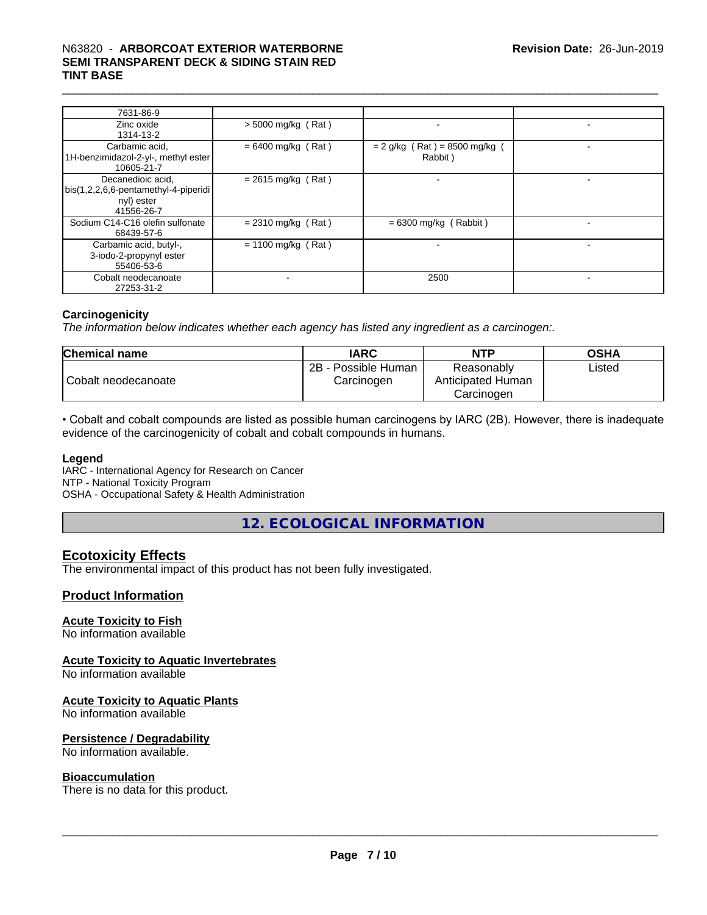| | | | |
|---|---|---|---|
| 7631-86-9 | | | |
| Zinc oxide<br>1314-13-2 | > 5000 mg/kg ( Rat ) | - | - |
| Carbamic acid, 1H-benzimidazol-2-yl-, methyl ester<br>10605-21-7 | = 6400 mg/kg ( Rat ) | = 2 g/kg ( Rat ) = 8500 mg/kg ( Rabbit ) | - |
| Decanedioic acid, bis(1,2,2,6,6-pentamethyl-4-piperidinyl) ester<br>41556-26-7 | = 2615 mg/kg ( Rat ) | - | - |
| Sodium C14-C16 olefin sulfonate<br>68439-57-6 | = 2310 mg/kg ( Rat ) | = 6300 mg/kg ( Rabbit ) | - |
| Carbamic acid, butyl-, 3-iodo-2-propynyl ester<br>55406-53-6 | = 1100 mg/kg ( Rat ) | - | - |
| Cobalt neodecanoate<br>27253-31-2 | - | 2500 | - |

**Carcinogenicity**

*The information below indicates whether each agency has listed any ingredient as a carcinogen:.*

| Chemical name | IARC | NTP | OSHA |
|---|---|---|---|
| Cobalt neodecanoate | 2B - Possible Human Carcinogen | Reasonably Anticipated Human Carcinogen | Listed |

• Cobalt and cobalt compounds are listed as possible human carcinogens by IARC (2B). However, there is inadequate evidence of the carcinogenicity of cobalt and cobalt compounds in humans.

**Legend**

IARC - International Agency for Research on Cancer
NTP - National Toxicity Program
OSHA - Occupational Safety & Health Administration

## 12. ECOLOGICAL INFORMATION

### Ecotoxicity Effects

The environmental impact of this product has not been fully investigated.

### Product Information

**Acute Toxicity to Fish**

No information available

**Acute Toxicity to Aquatic Invertebrates**

No information available

**Acute Toxicity to Aquatic Plants**

No information available

**Persistence / Degradability**

No information available.

**Bioaccumulation**

There is no data for this product.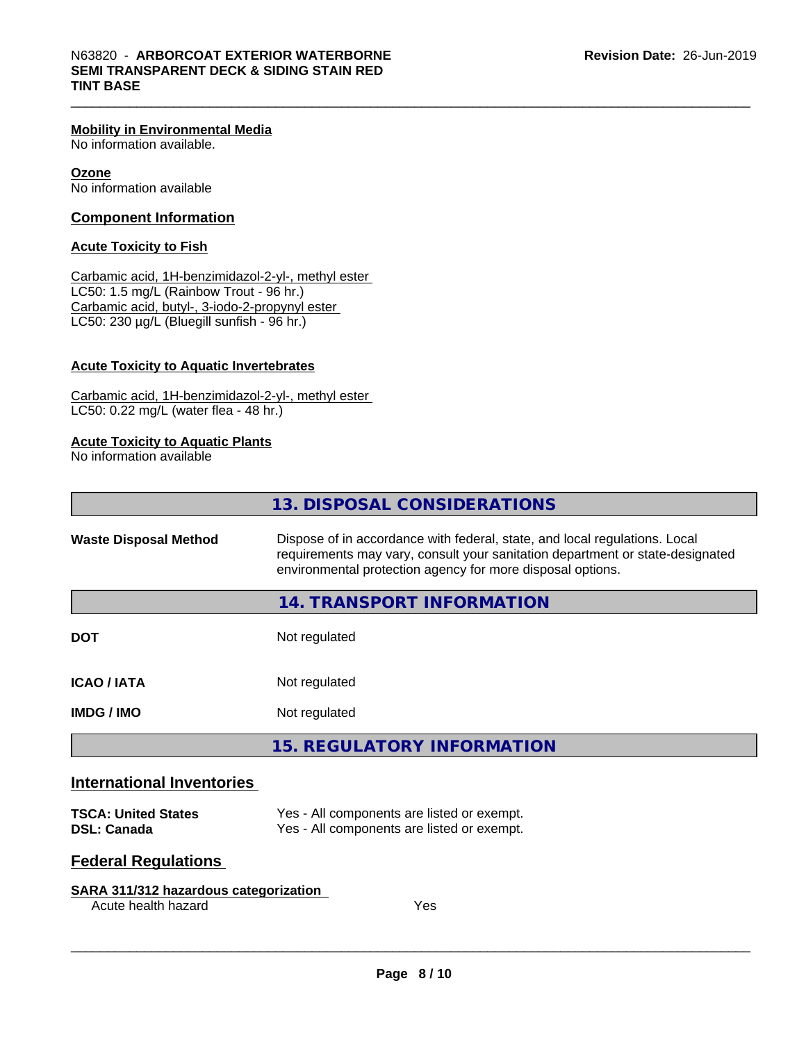**Mobility in Environmental Media**
No information available.

**Ozone**
No information available

## Component Information

### Acute Toxicity to Fish

Carbamic acid, 1H-benzimidazol-2-yl-, methyl ester
LC50: 1.5 mg/L (Rainbow Trout - 96 hr.)
Carbamic acid, butyl-, 3-iodo-2-propynyl ester
LC50: 230 µg/L (Bluegill sunfish - 96 hr.)

### Acute Toxicity to Aquatic Invertebrates

Carbamic acid, 1H-benzimidazol-2-yl-, methyl ester
LC50: 0.22 mg/L (water flea - 48 hr.)

### Acute Toxicity to Aquatic Plants

No information available

## 13. DISPOSAL CONSIDERATIONS

| | |
|---|---|
| **Waste Disposal Method** | Dispose of in accordance with federal, state, and local regulations. Local requirements may vary, consult your sanitation department or state-designated environmental protection agency for more disposal options. |

## 14. TRANSPORT INFORMATION

| | |
|---|---|
| **DOT** | Not regulated |
| **ICAO / IATA** | Not regulated |
| **IMDG / IMO** | Not regulated |

## 15. REGULATORY INFORMATION

## International Inventories

| | |
|---|---|
| **TSCA: United States** | Yes - All components are listed or exempt. |
| **DSL: Canada** | Yes - All components are listed or exempt. |

## Federal Regulations

**SARA 311/312 hazardous categorization**

| | |
|---|---|
| Acute health hazard | Yes |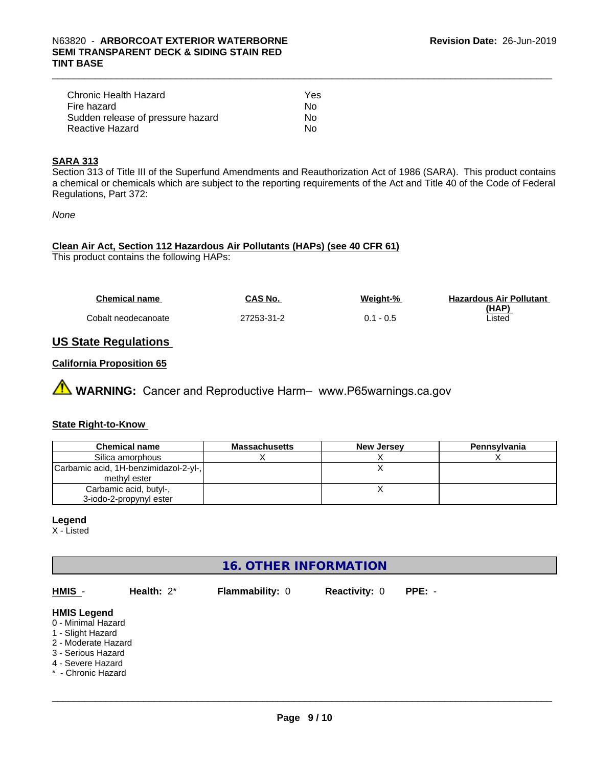| | |
|---|---|
| Chronic Health Hazard | Yes |
| Fire hazard | No |
| Sudden release of pressure hazard | No |
| Reactive Hazard | No |

**SARA 313**

Section 313 of Title III of the Superfund Amendments and Reauthorization Act of 1986 (SARA). This product contains a chemical or chemicals which are subject to the reporting requirements of the Act and Title 40 of the Code of Federal Regulations, Part 372:

*None*

**Clean Air Act, Section 112 Hazardous Air Pollutants (HAPs) (see 40 CFR 61)**

This product contains the following HAPs:

| Chemical name | CAS No. | Weight-% | Hazardous Air Pollutant (HAP) |
|---|---|---|---|
| Cobalt neodecanoate | 27253-31-2 | 0.1 - 0.5 | Listed |

## US State Regulations

**California Proposition 65**

⚠ **WARNING:** Cancer and Reproductive Harm– www.P65warnings.ca.gov

**State Right-to-Know**

| Chemical name | Massachusetts | New Jersey | Pennsylvania |
|---|---|---|---|
| Silica amorphous | X | X | X |
| Carbamic acid, 1H-benzimidazol-2-yl-, methyl ester | | X | |
| Carbamic acid, butyl-, 3-iodo-2-propynyl ester | | X | |

**Legend**

X - Listed

## 16. OTHER INFORMATION

**HMIS** - **Health:** 2* **Flammability:** 0 **Reactivity:** 0 **PPE:** -

**HMIS Legend**

0 - Minimal Hazard
1 - Slight Hazard
2 - Moderate Hazard
3 - Serious Hazard
4 - Severe Hazard
* - Chronic Hazard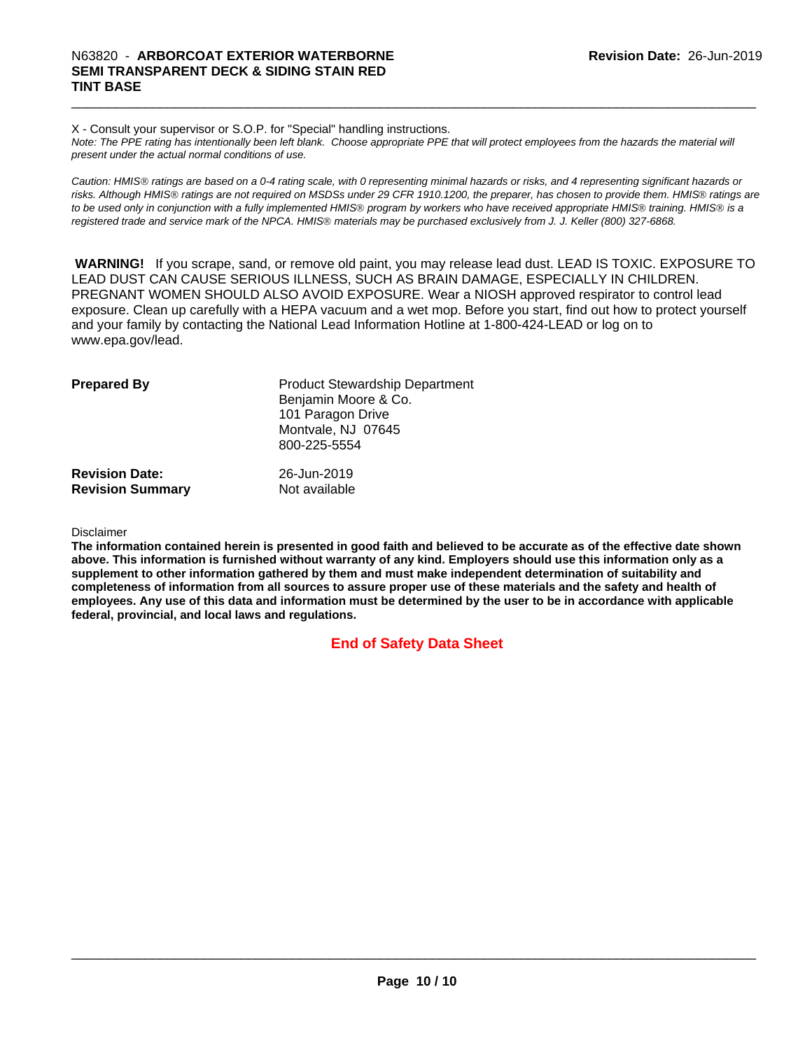X - Consult your supervisor or S.O.P. for "Special" handling instructions.

*Note: The PPE rating has intentionally been left blank. Choose appropriate PPE that will protect employees from the hazards the material will present under the actual normal conditions of use.*

*Caution: HMIS® ratings are based on a 0-4 rating scale, with 0 representing minimal hazards or risks, and 4 representing significant hazards or risks. Although HMIS® ratings are not required on MSDSs under 29 CFR 1910.1200, the preparer, has chosen to provide them. HMIS® ratings are to be used only in conjunction with a fully implemented HMIS® program by workers who have received appropriate HMIS® training. HMIS® is a registered trade and service mark of the NPCA. HMIS® materials may be purchased exclusively from J. J. Keller (800) 327-6868.*

**WARNING!** If you scrape, sand, or remove old paint, you may release lead dust. LEAD IS TOXIC. EXPOSURE TO LEAD DUST CAN CAUSE SERIOUS ILLNESS, SUCH AS BRAIN DAMAGE, ESPECIALLY IN CHILDREN. PREGNANT WOMEN SHOULD ALSO AVOID EXPOSURE. Wear a NIOSH approved respirator to control lead exposure. Clean up carefully with a HEPA vacuum and a wet mop. Before you start, find out how to protect yourself and your family by contacting the National Lead Information Hotline at 1-800-424-LEAD or log on to www.epa.gov/lead.

| | |
|---|---|
| **Prepared By** | Product Stewardship Department<br>Benjamin Moore & Co.<br>101 Paragon Drive<br>Montvale, NJ 07645<br>800-225-5554 |
| **Revision Date:** | 26-Jun-2019 |
| **Revision Summary** | Not available |

Disclaimer

**The information contained herein is presented in good faith and believed to be accurate as of the effective date shown above. This information is furnished without warranty of any kind. Employers should use this information only as a supplement to other information gathered by them and must make independent determination of suitability and completeness of information from all sources to assure proper use of these materials and the safety and health of employees. Any use of this data and information must be determined by the user to be in accordance with applicable federal, provincial, and local laws and regulations.**

**End of Safety Data Sheet**